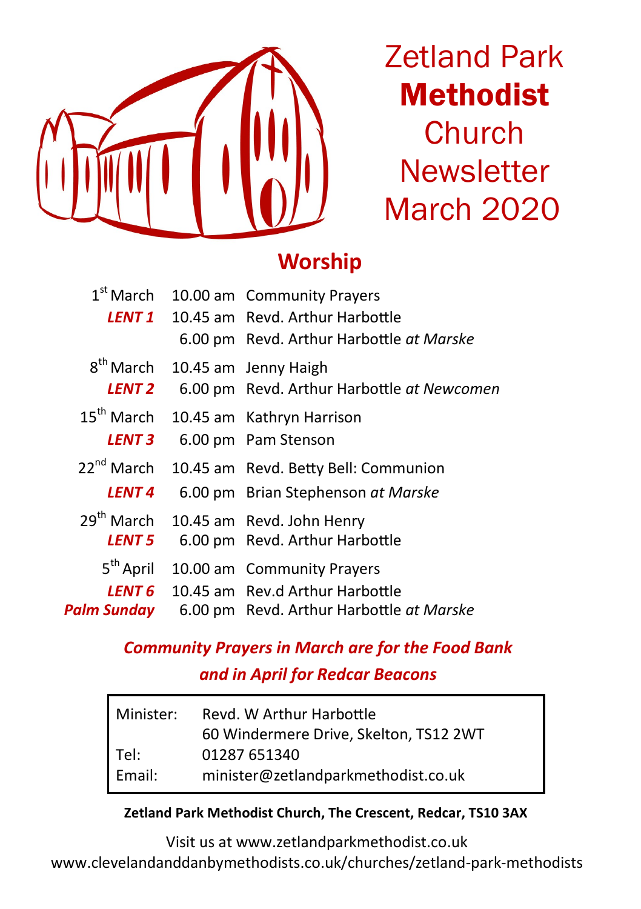# Zetland Park **Methodist** Church Newsletter March 2020

## Worship

| | | |
|---|---|---|
| 1st March | 10.00 am | Community Prayers |
| ***LENT 1*** | 10.45 am | Revd. Arthur Harbottle |
| | 6.00 pm | Revd. Arthur Harbottle *at Marske* |
| 8th March | 10.45 am | Jenny Haigh |
| ***LENT 2*** | 6.00 pm | Revd. Arthur Harbottle *at Newcomen* |
| 15th March | 10.45 am | Kathryn Harrison |
| ***LENT 3*** | 6.00 pm | Pam Stenson |
| 22nd March | 10.45 am | Revd. Betty Bell: Communion |
| ***LENT 4*** | 6.00 pm | Brian Stephenson *at Marske* |
| 29th March | 10.45 am | Revd. John Henry |
| ***LENT 5*** | 6.00 pm | Revd. Arthur Harbottle |
| 5th April | 10.00 am | Community Prayers |
| ***LENT 6*** | 10.45 am | Rev.d Arthur Harbottle |
| ***Palm Sunday*** | 6.00 pm | Revd. Arthur Harbottle *at Marske* |

***Community Prayers in March are for the Food Bank and in April for Redcar Beacons***

| | |
|---|---|
| Minister: | Revd. W Arthur Harbottle |
| | 60 Windermere Drive, Skelton, TS12 2WT |
| Tel: | 01287 651340 |
| Email: | minister@zetlandparkmethodist.co.uk |

**Zetland Park Methodist Church, The Crescent, Redcar, TS10 3AX**

Visit us at www.zetlandparkmethodist.co.uk
www.clevelandanddanbymethodists.co.uk/churches/zetland-park-methodists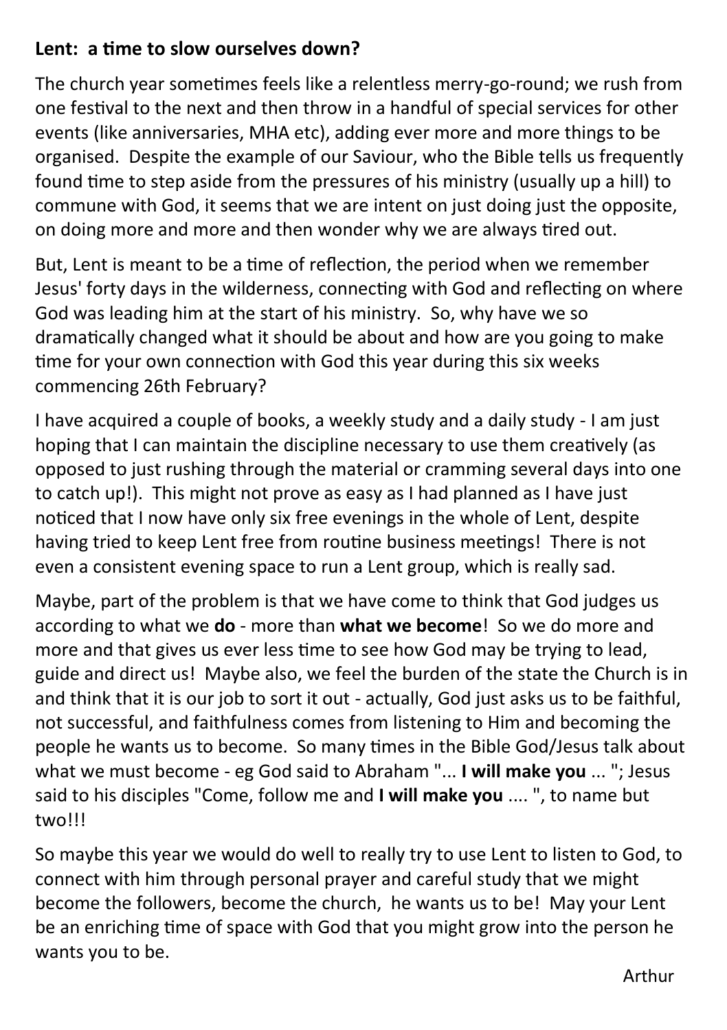**Lent: a time to slow ourselves down?**

The church year sometimes feels like a relentless merry-go-round; we rush from one festival to the next and then throw in a handful of special services for other events (like anniversaries, MHA etc), adding ever more and more things to be organised. Despite the example of our Saviour, who the Bible tells us frequently found time to step aside from the pressures of his ministry (usually up a hill) to commune with God, it seems that we are intent on just doing just the opposite, on doing more and more and then wonder why we are always tired out.

But, Lent is meant to be a time of reflection, the period when we remember Jesus' forty days in the wilderness, connecting with God and reflecting on where God was leading him at the start of his ministry. So, why have we so dramatically changed what it should be about and how are you going to make time for your own connection with God this year during this six weeks commencing 26th February?

I have acquired a couple of books, a weekly study and a daily study - I am just hoping that I can maintain the discipline necessary to use them creatively (as opposed to just rushing through the material or cramming several days into one to catch up!). This might not prove as easy as I had planned as I have just noticed that I now have only six free evenings in the whole of Lent, despite having tried to keep Lent free from routine business meetings! There is not even a consistent evening space to run a Lent group, which is really sad.

Maybe, part of the problem is that we have come to think that God judges us according to what we **do** - more than **what we become**! So we do more and more and that gives us ever less time to see how God may be trying to lead, guide and direct us! Maybe also, we feel the burden of the state the Church is in and think that it is our job to sort it out - actually, God just asks us to be faithful, not successful, and faithfulness comes from listening to Him and becoming the people he wants us to become. So many times in the Bible God/Jesus talk about what we must become - eg God said to Abraham "... **I will make you** ... "; Jesus said to his disciples "Come, follow me and **I will make you** .... ", to name but two!!!

So maybe this year we would do well to really try to use Lent to listen to God, to connect with him through personal prayer and careful study that we might become the followers, become the church, he wants us to be! May your Lent be an enriching time of space with God that you might grow into the person he wants you to be.

Arthur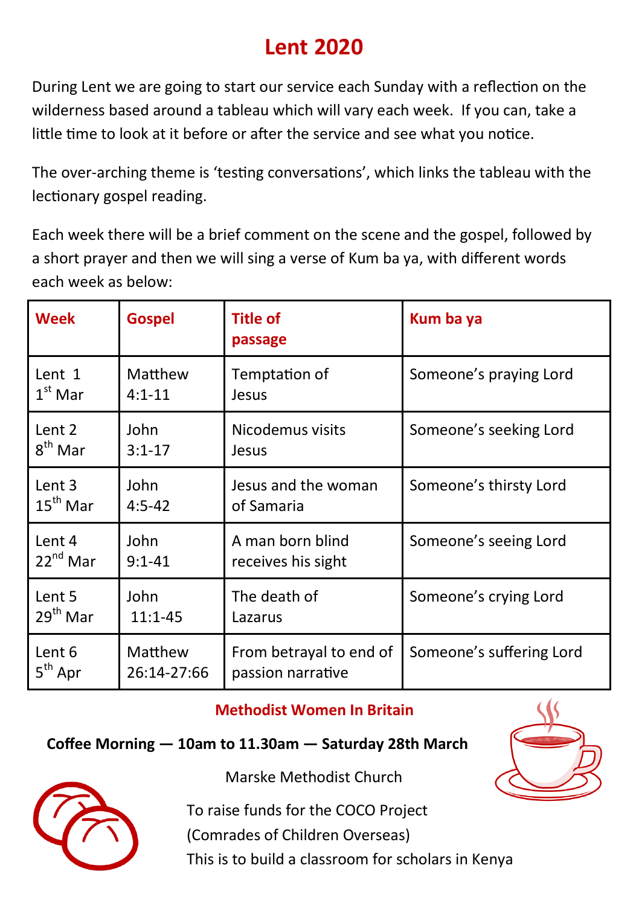# Lent 2020

During Lent we are going to start our service each Sunday with a reflection on the wilderness based around a tableau which will vary each week. If you can, take a little time to look at it before or after the service and see what you notice.

The over-arching theme is 'testing conversations', which links the tableau with the lectionary gospel reading.

Each week there will be a brief comment on the scene and the gospel, followed by a short prayer and then we will sing a verse of Kum ba ya, with different words each week as below:

| Week | Gospel | Title of passage | Kum ba ya |
|---|---|---|---|
| Lent 1 1st Mar | Matthew 4:1-11 | Temptation of Jesus | Someone's praying Lord |
| Lent 2 8th Mar | John 3:1-17 | Nicodemus visits Jesus | Someone's seeking Lord |
| Lent 3 15th Mar | John 4:5-42 | Jesus and the woman of Samaria | Someone's thirsty Lord |
| Lent 4 22nd Mar | John 9:1-41 | A man born blind receives his sight | Someone's seeing Lord |
| Lent 5 29th Mar | John 11:1-45 | The death of Lazarus | Someone's crying Lord |
| Lent 6 5th Apr | Matthew 26:14-27:66 | From betrayal to end of passion narrative | Someone's suffering Lord |

## Methodist Women In Britain

**Coffee Morning — 10am to 11.30am — Saturday 28th March**

Marske Methodist Church

To raise funds for the COCO Project
(Comrades of Children Overseas)
This is to build a classroom for scholars in Kenya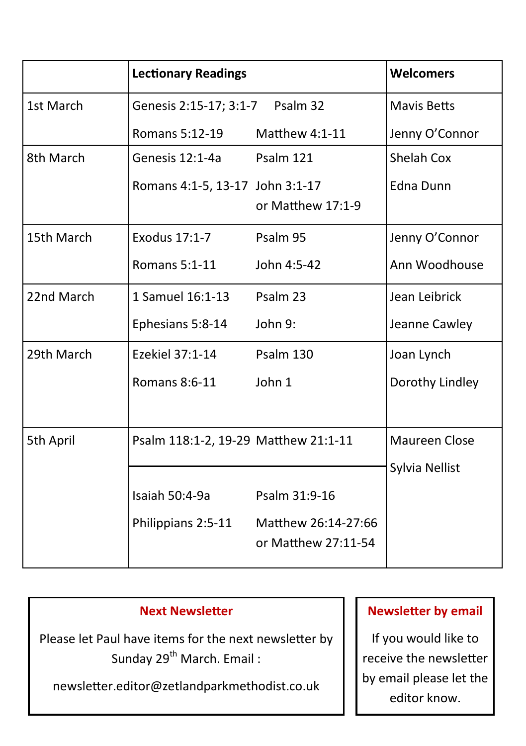| | Lectionary Readings | | Welcomers |
|---|---|---|---|
| 1st March | Genesis 2:15-17; 3:1-7 | Psalm 32 | Mavis Betts |
| | Romans 5:12-19 | Matthew 4:1-11 | Jenny O'Connor |
| 8th March | Genesis 12:1-4a | Psalm 121 | Shelah Cox |
| | Romans 4:1-5, 13-17 | John 3:1-17 or Matthew 17:1-9 | Edna Dunn |
| 15th March | Exodus 17:1-7 | Psalm 95 | Jenny O'Connor |
| | Romans 5:1-11 | John 4:5-42 | Ann Woodhouse |
| 22nd March | 1 Samuel 16:1-13 | Psalm 23 | Jean Leibrick |
| | Ephesians 5:8-14 | John 9: | Jeanne Cawley |
| 29th March | Ezekiel 37:1-14 | Psalm 130 | Joan Lynch |
| | Romans 8:6-11 | John 1 | Dorothy Lindley |
| 5th April | Psalm 118:1-2, 19-29 | Matthew 21:1-11 | Maureen Close |
| | Isaiah 50:4-9a | Psalm 31:9-16 | Sylvia Nellist |
| | Philippians 2:5-11 | Matthew 26:14-27:66 or Matthew 27:11-54 | |

**Next Newsletter**

Please let Paul have items for the next newsletter by Sunday 29th March. Email :

newsletter.editor@zetlandparkmethodist.co.uk

**Newsletter by email**

If you would like to receive the newsletter by email please let the editor know.